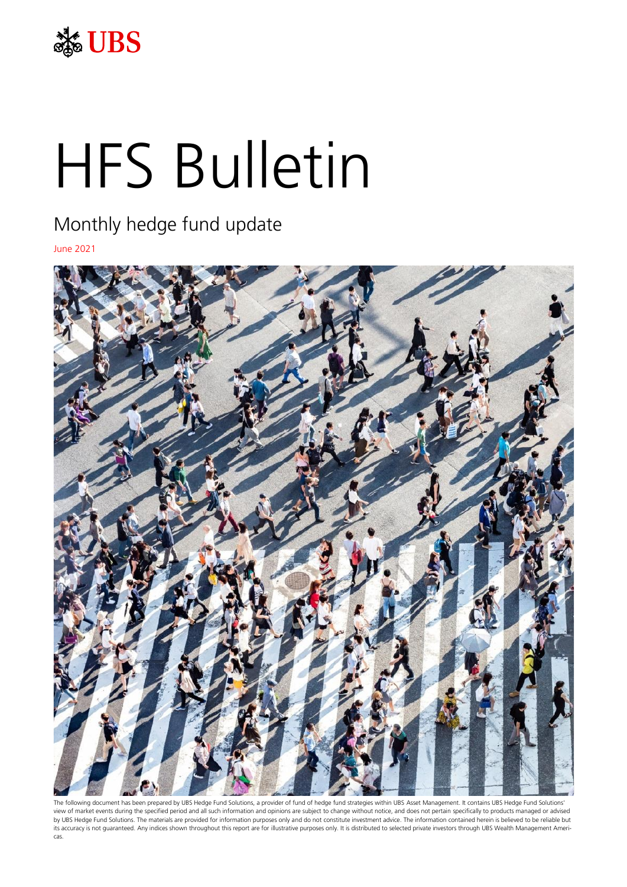UBS

# HFS Bulletin

## Monthly hedge fund update

June 2021

The following document has been prepared by UBS Hedge Fund Solutions, a provider of fund of hedge fund strategies within UBS Asset Management. It contains UBS Hedge Fund Solutions' view of market events during the specified period and all such information and opinions are subject to change without notice, and does not pertain specifically to products managed or advised by UBS Hedge Fund Solutions. The materials are provided for information purposes only and do not constitute investment advice. The information contained herein is believed to be reliable but its accuracy is not guaranteed. Any indices shown throughout this report are for illustrative purposes only. It is distributed to selected private investors through UBS Wealth Management Americas.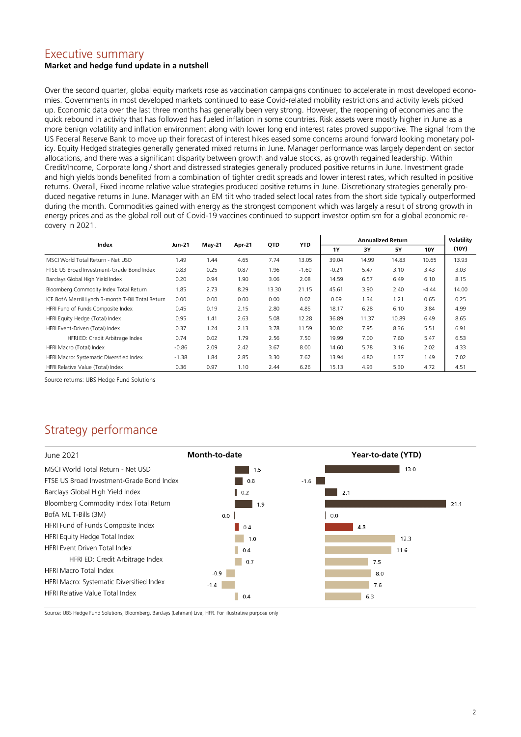# Executive summary

**Market and hedge fund update in a nutshell**

Over the second quarter, global equity markets rose as vaccination campaigns continued to accelerate in most developed economies. Governments in most developed markets continued to ease Covid-related mobility restrictions and activity levels picked up. Economic data over the last three months has generally been very strong. However, the reopening of economies and the quick rebound in activity that has followed has fueled inflation in some countries. Risk assets were mostly higher in June as a more benign volatility and inflation environment along with lower long end interest rates proved supportive. The signal from the US Federal Reserve Bank to move up their forecast of interest hikes eased some concerns around forward looking monetary policy. Equity Hedged strategies generally generated mixed returns in June. Manager performance was largely dependent on sector allocations, and there was a significant disparity between growth and value stocks, as growth regained leadership. Within Credit/Income, Corporate long / short and distressed strategies generally produced positive returns in June. Investment grade and high yields bonds benefited from a combination of tighter credit spreads and lower interest rates, which resulted in positive returns. Overall, Fixed income relative value strategies produced positive returns in June. Discretionary strategies generally produced negative returns in June. Manager with an EM tilt who traded select local rates from the short side typically outperformed during the month. Commodities gained with energy as the strongest component which was largely a result of strong growth in energy prices and as the global roll out of Covid-19 vaccines continued to support investor optimism for a global economic recovery in 2021.

| Index | Jun-21 | May-21 | Apr-21 | QTD | YTD | Annualized Return | | | | Volatility |
|---|---|---|---|---|---|---|---|---|---|---|
| | | | | | | 1Y | 3Y | 5Y | 10Y | (10Y) |
| MSCI World Total Return - Net USD | 1.49 | 1.44 | 4.65 | 7.74 | 13.05 | 39.04 | 14.99 | 14.83 | 10.65 | 13.93 |
| FTSE US Broad Investment-Grade Bond Index | 0.83 | 0.25 | 0.87 | 1.96 | -1.60 | -0.21 | 5.47 | 3.10 | 3.43 | 3.03 |
| Barclays Global High Yield Index | 0.20 | 0.94 | 1.90 | 3.06 | 2.08 | 14.59 | 6.57 | 6.49 | 6.10 | 8.15 |
| Bloomberg Commodity Index Total Return | 1.85 | 2.73 | 8.29 | 13.30 | 21.15 | 45.61 | 3.90 | 2.40 | -4.44 | 14.00 |
| ICE BofA Merrill Lynch 3-month T-Bill Total Return | 0.00 | 0.00 | 0.00 | 0.00 | 0.02 | 0.09 | 1.34 | 1.21 | 0.65 | 0.25 |
| HFRI Fund of Funds Composite Index | 0.45 | 0.19 | 2.15 | 2.80 | 4.85 | 18.17 | 6.28 | 6.10 | 3.84 | 4.99 |
| HFRI Equity Hedge (Total) Index | 0.95 | 1.41 | 2.63 | 5.08 | 12.28 | 36.89 | 11.37 | 10.89 | 6.49 | 8.65 |
| HFRI Event-Driven (Total) Index | 0.37 | 1.24 | 2.13 | 3.78 | 11.59 | 30.02 | 7.95 | 8.36 | 5.51 | 6.91 |
| HFRI ED: Credit Arbitrage Index | 0.74 | 0.02 | 1.79 | 2.56 | 7.50 | 19.99 | 7.00 | 7.60 | 5.47 | 6.53 |
| HFRI Macro (Total) Index | -0.86 | 2.09 | 2.42 | 3.67 | 8.00 | 14.60 | 5.78 | 3.16 | 2.02 | 4.33 |
| HFRI Macro: Systematic Diversified Index | -1.38 | 1.84 | 2.85 | 3.30 | 7.62 | 13.94 | 4.80 | 1.37 | 1.49 | 7.02 |
| HFRI Relative Value (Total) Index | 0.36 | 0.97 | 1.10 | 2.44 | 6.26 | 15.13 | 4.93 | 5.30 | 4.72 | 4.51 |

Source returns: UBS Hedge Fund Solutions

# Strategy performance

| June 2021 | Month-to-date | Year-to-date (YTD) |
|---|---|---|
| MSCI World Total Return - Net USD | 1.5 | 13.0 |
| FTSE US Broad Investment-Grade Bond Index | 0.8 | -1.6 |
| Barclays Global High Yield Index | 0.2 | 2.1 |
| Bloomberg Commodity Index Total Return | 1.9 | 21.1 |
| BofA ML T-Bills (3M) | 0.0 | 0.0 |
| HFRI Fund of Funds Composite Index | 0.4 | 4.8 |
| HFRI Equity Hedge Total Index | 1.0 | 12.3 |
| HFRI Event Driven Total Index | 0.4 | 11.6 |
| HFRI ED: Credit Arbitrage Index | 0.7 | 7.5 |
| HFRI Macro Total Index | -0.9 | 8.0 |
| HFRI Macro: Systematic Diversified Index | -1.4 | 7.6 |
| HFRI Relative Value Total Index | 0.4 | 6.3 |

Source: UBS Hedge Fund Solutions, Bloomberg, Barclays (Lehman) Live, HFR. For illustrative purpose only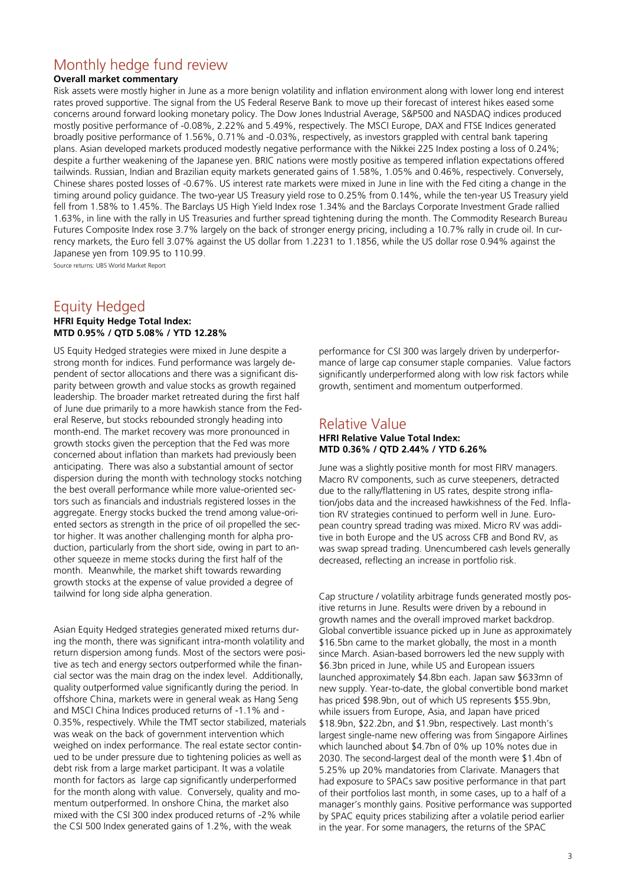# Monthly hedge fund review

**Overall market commentary**

Risk assets were mostly higher in June as a more benign volatility and inflation environment along with lower long end interest rates proved supportive. The signal from the US Federal Reserve Bank to move up their forecast of interest hikes eased some concerns around forward looking monetary policy. The Dow Jones Industrial Average, S&P500 and NASDAQ indices produced mostly positive performance of -0.08%, 2.22% and 5.49%, respectively. The MSCI Europe, DAX and FTSE Indices generated broadly positive performance of 1.56%, 0.71% and -0.03%, respectively, as investors grappled with central bank tapering plans. Asian developed markets produced modestly negative performance with the Nikkei 225 Index posting a loss of 0.24%; despite a further weakening of the Japanese yen. BRIC nations were mostly positive as tempered inflation expectations offered tailwinds. Russian, Indian and Brazilian equity markets generated gains of 1.58%, 1.05% and 0.46%, respectively. Conversely, Chinese shares posted losses of -0.67%. US interest rate markets were mixed in June in line with the Fed citing a change in the timing around policy guidance. The two-year US Treasury yield rose to 0.25% from 0.14%, while the ten-year US Treasury yield fell from 1.58% to 1.45%. The Barclays US High Yield Index rose 1.34% and the Barclays Corporate Investment Grade rallied 1.63%, in line with the rally in US Treasuries and further spread tightening during the month. The Commodity Research Bureau Futures Composite Index rose 3.7% largely on the back of stronger energy pricing, including a 10.7% rally in crude oil. In currency markets, the Euro fell 3.07% against the US dollar from 1.2231 to 1.1856, while the US dollar rose 0.94% against the Japanese yen from 109.95 to 110.99.

Source returns: UBS World Market Report

## Equity Hedged

**HFRI Equity Hedge Total Index:**
**MTD 0.95% / QTD 5.08% / YTD 12.28%**

US Equity Hedged strategies were mixed in June despite a strong month for indices. Fund performance was largely dependent of sector allocations and there was a significant disparity between growth and value stocks as growth regained leadership. The broader market retreated during the first half of June due primarily to a more hawkish stance from the Federal Reserve, but stocks rebounded strongly heading into month-end. The market recovery was more pronounced in growth stocks given the perception that the Fed was more concerned about inflation than markets had previously been anticipating. There was also a substantial amount of sector dispersion during the month with technology stocks notching the best overall performance while more value-oriented sectors such as financials and industrials registered losses in the aggregate. Energy stocks bucked the trend among value-oriented sectors as strength in the price of oil propelled the sector higher. It was another challenging month for alpha production, particularly from the short side, owing in part to another squeeze in meme stocks during the first half of the month. Meanwhile, the market shift towards rewarding growth stocks at the expense of value provided a degree of tailwind for long side alpha generation.

Asian Equity Hedged strategies generated mixed returns during the month, there was significant intra-month volatility and return dispersion among funds. Most of the sectors were positive as tech and energy sectors outperformed while the financial sector was the main drag on the index level. Additionally, quality outperformed value significantly during the period. In offshore China, markets were in general weak as Hang Seng and MSCI China Indices produced returns of -1.1% and -0.35%, respectively. While the TMT sector stabilized, materials was weak on the back of government intervention which weighed on index performance. The real estate sector continued to be under pressure due to tightening policies as well as debt risk from a large market participant. It was a volatile month for factors as large cap significantly underperformed for the month along with value. Conversely, quality and momentum outperformed. In onshore China, the market also mixed with the CSI 300 index produced returns of -2% while the CSI 500 Index generated gains of 1.2%, with the weak performance for CSI 300 was largely driven by underperformance of large cap consumer staple companies. Value factors significantly underperformed along with low risk factors while growth, sentiment and momentum outperformed.

## Relative Value

**HFRI Relative Value Total Index:**
**MTD 0.36% / QTD 2.44% / YTD 6.26%**

June was a slightly positive month for most FIRV managers. Macro RV components, such as curve steepeners, detracted due to the rally/flattening in US rates, despite strong inflation/jobs data and the increased hawkishness of the Fed. Inflation RV strategies continued to perform well in June. European country spread trading was mixed. Micro RV was additive in both Europe and the US across CFB and Bond RV, as was swap spread trading. Unencumbered cash levels generally decreased, reflecting an increase in portfolio risk.

Cap structure / volatility arbitrage funds generated mostly positive returns in June. Results were driven by a rebound in growth names and the overall improved market backdrop. Global convertible issuance picked up in June as approximately $16.5bn came to the market globally, the most in a month since March. Asian-based borrowers led the new supply with $6.3bn priced in June, while US and European issuers launched approximately $4.8bn each. Japan saw $633mn of new supply. Year-to-date, the global convertible bond market has priced $98.9bn, out of which US represents $55.9bn, while issuers from Europe, Asia, and Japan have priced $18.9bn, $22.2bn, and $1.9bn, respectively. Last month's largest single-name new offering was from Singapore Airlines which launched about $4.7bn of 0% up 10% notes due in 2030. The second-largest deal of the month were $1.4bn of 5.25% up 20% mandatories from Clarivate. Managers that had exposure to SPACs saw positive performance in that part of their portfolios last month, in some cases, up to a half of a manager's monthly gains. Positive performance was supported by SPAC equity prices stabilizing after a volatile period earlier in the year. For some managers, the returns of the SPAC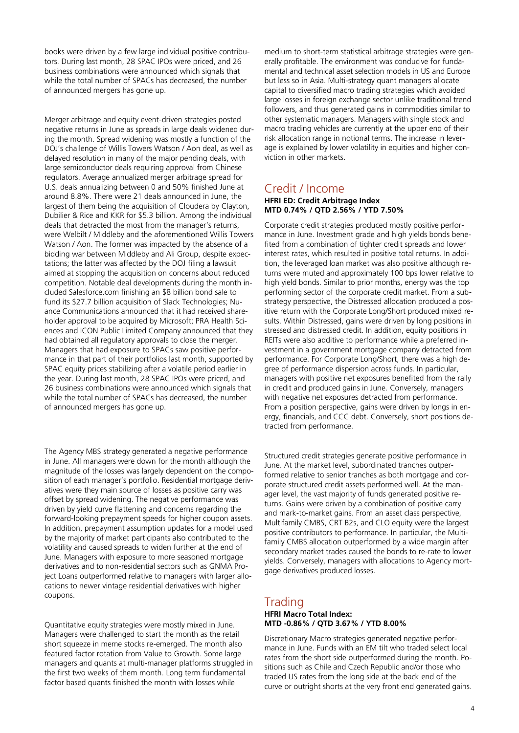books were driven by a few large individual positive contributors. During last month, 28 SPAC IPOs were priced, and 26 business combinations were announced which signals that while the total number of SPACs has decreased, the number of announced mergers has gone up.

Merger arbitrage and equity event-driven strategies posted negative returns in June as spreads in large deals widened during the month. Spread widening was mostly a function of the DOJ's challenge of Willis Towers Watson / Aon deal, as well as delayed resolution in many of the major pending deals, with large semiconductor deals requiring approval from Chinese regulators. Average annualized merger arbitrage spread for U.S. deals annualizing between 0 and 50% finished June at around 8.8%. There were 21 deals announced in June, the largest of them being the acquisition of Cloudera by Clayton, Dubilier & Rice and KKR for $5.3 billion. Among the individual deals that detracted the most from the manager's returns, were Welbilt / Middleby and the aforementioned Willis Towers Watson / Aon. The former was impacted by the absence of a bidding war between Middleby and Ali Group, despite expectations; the latter was affected by the DOJ filing a lawsuit aimed at stopping the acquisition on concerns about reduced competition. Notable deal developments during the month included Salesforce.com finishing an $8 billion bond sale to fund its $27.7 billion acquisition of Slack Technologies; Nuance Communications announced that it had received shareholder approval to be acquired by Microsoft; PRA Health Sciences and ICON Public Limited Company announced that they had obtained all regulatory approvals to close the merger. Managers that had exposure to SPACs saw positive performance in that part of their portfolios last month, supported by SPAC equity prices stabilizing after a volatile period earlier in the year. During last month, 28 SPAC IPOs were priced, and 26 business combinations were announced which signals that while the total number of SPACs has decreased, the number of announced mergers has gone up.

The Agency MBS strategy generated a negative performance in June. All managers were down for the month although the magnitude of the losses was largely dependent on the composition of each manager's portfolio. Residential mortgage derivatives were they main source of losses as positive carry was offset by spread widening. The negative performance was driven by yield curve flattening and concerns regarding the forward-looking prepayment speeds for higher coupon assets. In addition, prepayment assumption updates for a model used by the majority of market participants also contributed to the volatility and caused spreads to widen further at the end of June. Managers with exposure to more seasoned mortgage derivatives and to non-residential sectors such as GNMA Project Loans outperformed relative to managers with larger allocations to newer vintage residential derivatives with higher coupons.

Quantitative equity strategies were mostly mixed in June. Managers were challenged to start the month as the retail short squeeze in meme stocks re-emerged. The month also featured factor rotation from Value to Growth. Some large managers and quants at multi-manager platforms struggled in the first two weeks of them month. Long term fundamental factor based quants finished the month with losses while medium to short-term statistical arbitrage strategies were generally profitable. The environment was conducive for fundamental and technical asset selection models in US and Europe but less so in Asia. Multi-strategy quant managers allocate capital to diversified macro trading strategies which avoided large losses in foreign exchange sector unlike traditional trend followers, and thus generated gains in commodities similar to other systematic managers. Managers with single stock and macro trading vehicles are currently at the upper end of their risk allocation range in notional terms. The increase in leverage is explained by lower volatility in equities and higher conviction in other markets.

## Credit / Income

**HFRI ED: Credit Arbitrage Index**
**MTD 0.74% / QTD 2.56% / YTD 7.50%**

Corporate credit strategies produced mostly positive performance in June. Investment grade and high yields bonds benefited from a combination of tighter credit spreads and lower interest rates, which resulted in positive total returns. In addition, the leveraged loan market was also positive although returns were muted and approximately 100 bps lower relative to high yield bonds. Similar to prior months, energy was the top performing sector of the corporate credit market. From a sub-strategy perspective, the Distressed allocation produced a positive return with the Corporate Long/Short produced mixed results. Within Distressed, gains were driven by long positions in stressed and distressed credit. In addition, equity positions in REITs were also additive to performance while a preferred investment in a government mortgage company detracted from performance. For Corporate Long/Short, there was a high degree of performance dispersion across funds. In particular, managers with positive net exposures benefited from the rally in credit and produced gains in June. Conversely, managers with negative net exposures detracted from performance. From a position perspective, gains were driven by longs in energy, financials, and CCC debt. Conversely, short positions detracted from performance.

Structured credit strategies generate positive performance in June. At the market level, subordinated tranches outperformed relative to senior tranches as both mortgage and corporate structured credit assets performed well. At the manager level, the vast majority of funds generated positive returns. Gains were driven by a combination of positive carry and mark-to-market gains. From an asset class perspective, Multifamily CMBS, CRT B2s, and CLO equity were the largest positive contributors to performance. In particular, the Multifamily CMBS allocation outperformed by a wide margin after secondary market trades caused the bonds to re-rate to lower yields. Conversely, managers with allocations to Agency mortgage derivatives produced losses.

## Trading

**HFRI Macro Total Index:**
**MTD -0.86% / QTD 3.67% / YTD 8.00%**

Discretionary Macro strategies generated negative performance in June. Funds with an EM tilt who traded select local rates from the short side outperformed during the month. Positions such as Chile and Czech Republic and/or those who traded US rates from the long side at the back end of the curve or outright shorts at the very front end generated gains.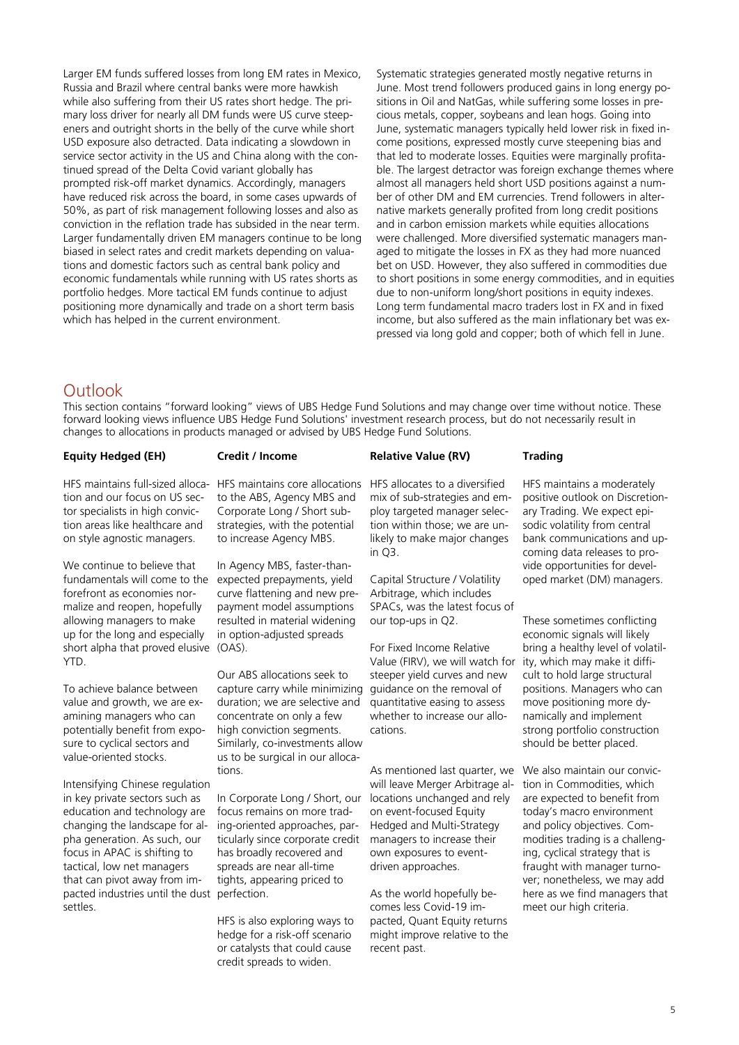Larger EM funds suffered losses from long EM rates in Mexico, Russia and Brazil where central banks were more hawkish while also suffering from their US rates short hedge. The primary loss driver for nearly all DM funds were US curve steepeners and outright shorts in the belly of the curve while short USD exposure also detracted. Data indicating a slowdown in service sector activity in the US and China along with the continued spread of the Delta Covid variant globally has prompted risk-off market dynamics. Accordingly, managers have reduced risk across the board, in some cases upwards of 50%, as part of risk management following losses and also as conviction in the reflation trade has subsided in the near term. Larger fundamentally driven EM managers continue to be long biased in select rates and credit markets depending on valuations and domestic factors such as central bank policy and economic fundamentals while running with US rates shorts as portfolio hedges. More tactical EM funds continue to adjust positioning more dynamically and trade on a short term basis which has helped in the current environment.

Systematic strategies generated mostly negative returns in June. Most trend followers produced gains in long energy positions in Oil and NatGas, while suffering some losses in precious metals, copper, soybeans and lean hogs. Going into June, systematic managers typically held lower risk in fixed income positions, expressed mostly curve steepening bias and that led to moderate losses. Equities were marginally profitable. The largest detractor was foreign exchange themes where almost all managers held short USD positions against a number of other DM and EM currencies. Trend followers in alternative markets generally profited from long credit positions and in carbon emission markets while equities allocations were challenged. More diversified systematic managers managed to mitigate the losses in FX as they had more nuanced bet on USD. However, they also suffered in commodities due to short positions in some energy commodities, and in equities due to non-uniform long/short positions in equity indexes. Long term fundamental macro traders lost in FX and in fixed income, but also suffered as the main inflationary bet was expressed via long gold and copper; both of which fell in June.

## Outlook

This section contains "forward looking" views of UBS Hedge Fund Solutions and may change over time without notice. These forward looking views influence UBS Hedge Fund Solutions' investment research process, but do not necessarily result in changes to allocations in products managed or advised by UBS Hedge Fund Solutions.

### Equity Hedged (EH)

HFS maintains full-sized allocation and our focus on US sector specialists in high conviction areas like healthcare and on style agnostic managers.

We continue to believe that fundamentals will come to the forefront as economies normalize and reopen, hopefully allowing managers to make up for the long and especially short alpha that proved elusive YTD.

To achieve balance between value and growth, we are examining managers who can potentially benefit from exposure to cyclical sectors and value-oriented stocks.

Intensifying Chinese regulation in key private sectors such as education and technology are changing the landscape for alpha generation. As such, our focus in APAC is shifting to tactical, low net managers that can pivot away from impacted industries until the dust settles.

### Credit / Income

HFS maintains core allocations to the ABS, Agency MBS and Corporate Long / Short substrategies, with the potential to increase Agency MBS.

In Agency MBS, faster-than-expected prepayments, yield curve flattening and new prepayment model assumptions resulted in material widening in option-adjusted spreads (OAS).

Our ABS allocations seek to capture carry while minimizing duration; we are selective and concentrate on only a few high conviction segments. Similarly, co-investments allow us to be surgical in our allocations.

In Corporate Long / Short, our focus remains on more trading-oriented approaches, particularly since corporate credit has broadly recovered and spreads are near all-time tights, appearing priced to perfection.

HFS is also exploring ways to hedge for a risk-off scenario or catalysts that could cause credit spreads to widen.

### Relative Value (RV)

HFS allocates to a diversified mix of sub-strategies and employ targeted manager selection within those; we are unlikely to make major changes in Q3.

Capital Structure / Volatility Arbitrage, which includes SPACs, was the latest focus of our top-ups in Q2.

For Fixed Income Relative Value (FIRV), we will watch for steeper yield curves and new guidance on the removal of quantitative easing to assess whether to increase our allocations.

As mentioned last quarter, we will leave Merger Arbitrage allocations unchanged and rely on event-focused Equity Hedged and Multi-Strategy managers to increase their own exposures to event-driven approaches.

As the world hopefully becomes less Covid-19 impacted, Quant Equity returns might improve relative to the recent past.

### Trading

HFS maintains a moderately positive outlook on Discretionary Trading. We expect episodic volatility from central bank communications and upcoming data releases to provide opportunities for developed market (DM) managers.

These sometimes conflicting economic signals will likely bring a healthy level of volatility, which may make it difficult to hold large structural positions. Managers who can move positioning more dynamically and implement strong portfolio construction should be better placed.

We also maintain our conviction in Commodities, which are expected to benefit from today's macro environment and policy objectives. Commodities trading is a challenging, cyclical strategy that is fraught with manager turnover; nonetheless, we may add here as we find managers that meet our high criteria.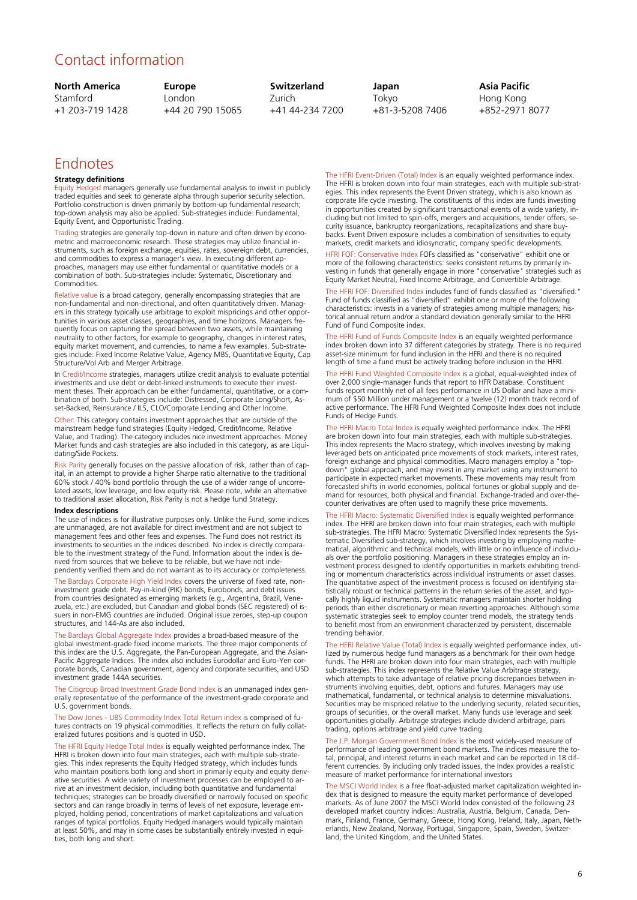# Contact information

| North America | Europe | Switzerland | Japan | Asia Pacific |
|---|---|---|---|---|
| Stamford | London | Zurich | Tokyo | Hong Kong |
| +1 203-719 1428 | +44 20 790 15065 | +41 44-234 7200 | +81-3-5208 7406 | +852-2971 8077 |

# Endnotes

### Strategy definitions

Equity Hedged managers generally use fundamental analysis to invest in publicly traded equities and seek to generate alpha through superior security selection. Portfolio construction is driven primarily by bottom-up fundamental research; top-down analysis may also be applied. Sub-strategies include: Fundamental, Equity Event, and Opportunistic Trading.

Trading strategies are generally top-down in nature and often driven by econometric and macroeconomic research. These strategies may utilize financial instruments, such as foreign exchange, equities, rates, sovereign debt, currencies, and commodities to express a manager's view. In executing different approaches, managers may use either fundamental or quantitative models or a combination of both. Sub-strategies include: Systematic, Discretionary and Commodities.

Relative value is a broad category, generally encompassing strategies that are non-fundamental and non-directional, and often quantitatively driven. Managers in this strategy typically use arbitrage to exploit mispricings and other opportunities in various asset classes, geographies, and time horizons. Managers frequently focus on capturing the spread between two assets, while maintaining neutrality to other factors, for example to geography, changes in interest rates, equity market movement, and currencies, to name a few examples. Sub-strategies include: Fixed Income Relative Value, Agency MBS, Quantitative Equity, Cap Structure/Vol Arb and Merger Arbitrage.

In Credit/Income strategies, managers utilize credit analysis to evaluate potential investments and use debt or debt-linked instruments to execute their investment theses. Their approach can be either fundamental, quantitative, or a combination of both. Sub-strategies include: Distressed, Corporate Long/Short, Asset-Backed, Reinsurance / ILS, CLO/Corporate Lending and Other Income.

Other: This category contains investment approaches that are outside of the mainstream hedge fund strategies (Equity Hedged, Credit/Income, Relative Value, and Trading). The category includes nice investment approaches. Money Market funds and cash strategies are also included in this category, as are Liquidating/Side Pockets.

Risk Parity generally focuses on the passive allocation of risk, rather than of capital, in an attempt to provide a higher Sharpe ratio alternative to the traditional 60% stock / 40% bond portfolio through the use of a wider range of uncorrelated assets, low leverage, and low equity risk. Please note, while an alternative to traditional asset allocation, Risk Parity is not a hedge fund Strategy.

### Index descriptions

The use of indices is for illustrative purposes only. Unlike the Fund, some indices are unmanaged, are not available for direct investment and are not subject to management fees and other fees and expenses. The Fund does not restrict its investments to securities in the indices described. No index is directly comparable to the investment strategy of the Fund. Information about the index is derived from sources that we believe to be reliable, but we have not independently verified them and do not warrant as to its accuracy or completeness.

The Barclays Corporate High Yield Index covers the universe of fixed rate, non-investment grade debt. Pay-in-kind (PIK) bonds, Eurobonds, and debt issues from countries designated as emerging markets (e.g., Argentina, Brazil, Venezuela, etc.) are excluded, but Canadian and global bonds (SEC registered) of issuers in non-EMG countries are included. Original issue zeroes, step-up coupon structures, and 144-As are also included.

The Barclays Global Aggregate Index provides a broad-based measure of the global investment-grade fixed income markets. The three major components of this index are the U.S. Aggregate, the Pan-European Aggregate, and the Asian-Pacific Aggregate Indices. The index also includes Eurodollar and Euro-Yen corporate bonds, Canadian government, agency and corporate securities, and USD investment grade 144A securities.

The Citigroup Broad Investment Grade Bond Index is an unmanaged index generally representative of the performance of the investment-grade corporate and U.S. government bonds.

The Dow Jones - UBS Commodity Index Total Return index is comprised of futures contracts on 19 physical commodities. It reflects the return on fully collateralized futures positions and is quoted in USD.

The HFRI Equity Hedge Total Index is equally weighted performance index. The HFRI is broken down into four main strategies, each with multiple sub-strategies. This index represents the Equity Hedged strategy, which includes funds who maintain positions both long and short in primarily equity and equity derivative securities. A wide variety of investment processes can be employed to arrive at an investment decision, including both quantitative and fundamental techniques; strategies can be broadly diversified or narrowly focused on specific sectors and can range broadly in terms of levels of net exposure, leverage employed, holding period, concentrations of market capitalizations and valuation ranges of typical portfolios. Equity Hedged managers would typically maintain at least 50%, and may in some cases be substantially entirely invested in equities, both long and short.

The HFRI Event-Driven (Total) Index is an equally weighted performance index. The HFRI is broken down into four main strategies, each with multiple sub-strategies. This index represents the Event Driven strategy, which is also known as corporate life cycle investing. The constituents of this index are funds investing in opportunities created by significant transactional events of a wide variety, including but not limited to spin-offs, mergers and acquisitions, tender offers, security issuance, bankruptcy reorganizations, recapitalizations and share buybacks. Event Driven exposure includes a combination of sensitivities to equity markets, credit markets and idiosyncratic, company specific developments.

HFRI FOF: Conservative Index FOFs classified as "conservative" exhibit one or more of the following characteristics: seeks consistent returns by primarily investing in funds that generally engage in more "conservative" strategies such as Equity Market Neutral, Fixed Income Arbitrage, and Convertible Arbitrage.

The HFRI FOF: Diversified Index includes fund of funds classified as "diversified." Fund of funds classified as "diversified" exhibit one or more of the following characteristics: invests in a variety of strategies among multiple managers; historical annual return and/or a standard deviation generally similar to the HFRI Fund of Fund Composite index.

The HFRI Fund of Funds Composite Index is an equally weighted performance index broken down into 37 different categories by strategy. There is no required asset-size minimum for fund inclusion in the HFRI and there is no required length of time a fund must be actively trading before inclusion in the HFRI.

The HFRI Fund Weighted Composite Index is a global, equal-weighted index of over 2,000 single-manager funds that report to HFR Database. Constituent funds report monthly net of all fees performance in US Dollar and have a minimum of $50 Million under management or a twelve (12) month track record of active performance. The HFRI Fund Weighted Composite Index does not include Funds of Hedge Funds.

The HFRI Macro Total Index is equally weighted performance index. The HFRI are broken down into four main strategies, each with multiple sub-strategies. This index represents the Macro strategy, which involves investing by making leveraged bets on anticipated price movements of stock markets, interest rates, foreign exchange and physical commodities. Macro managers employ a "top-down" global approach, and may invest in any market using any instrument to participate in expected market movements. These movements may result from forecasted shifts in world economies, political fortunes or global supply and demand for resources, both physical and financial. Exchange-traded and over-the-counter derivatives are often used to magnify these price movements.

The HFRI Macro: Systematic Diversified Index is equally weighted performance index. The HFRI are broken down into four main strategies, each with multiple sub-strategies. The HFRI Macro: Systematic Diversified Index represents the Systematic Diversified sub-strategy, which involves investing by employing mathematical, algorithmic and technical models, with little or no influence of individuals over the portfolio positioning. Managers in these strategies employ an investment process designed to identify opportunities in markets exhibiting trending or momentum characteristics across individual instruments or asset classes. The quantitative aspect of the investment process is focused on identifying statistically robust or technical patterns in the return series of the asset, and typically highly liquid instruments. Systematic managers maintain shorter holding periods than either discretionary or mean reverting approaches. Although some systematic strategies seek to employ counter trend models, the strategy tends to benefit most from an environment characterized by persistent, discernable trending behavior.

The HFRI Relative Value (Total) Index is equally weighted performance index, utilized by numerous hedge fund managers as a benchmark for their own hedge funds. The HFRI are broken down into four main strategies, each with multiple sub-strategies. This index represents the Relative Value Arbitrage strategy, which attempts to take advantage of relative pricing discrepancies between instruments involving equities, debt, options and futures. Managers may use mathematical, fundamental, or technical analysis to determine misvaluations. Securities may be mispriced relative to the underlying security, related securities, groups of securities, or the overall market. Many funds use leverage and seek opportunities globally. Arbitrage strategies include dividend arbitrage, pairs trading, options arbitrage and yield curve trading.

The J.P. Morgan Government Bond Index is the most widely-used measure of performance of leading government bond markets. The indices measure the total, principal, and interest returns in each market and can be reported in 18 different currencies. By including only traded issues, the Index provides a realistic measure of market performance for international investors

The MSCI World Index is a free float-adjusted market capitalization weighted index that is designed to measure the equity market performance of developed markets. As of June 2007 the MSCI World Index consisted of the following 23 developed market country indices: Australia, Austria, Belgium, Canada, Denmark, Finland, France, Germany, Greece, Hong Kong, Ireland, Italy, Japan, Netherlands, New Zealand, Norway, Portugal, Singapore, Spain, Sweden, Switzerland, the United Kingdom, and the United States.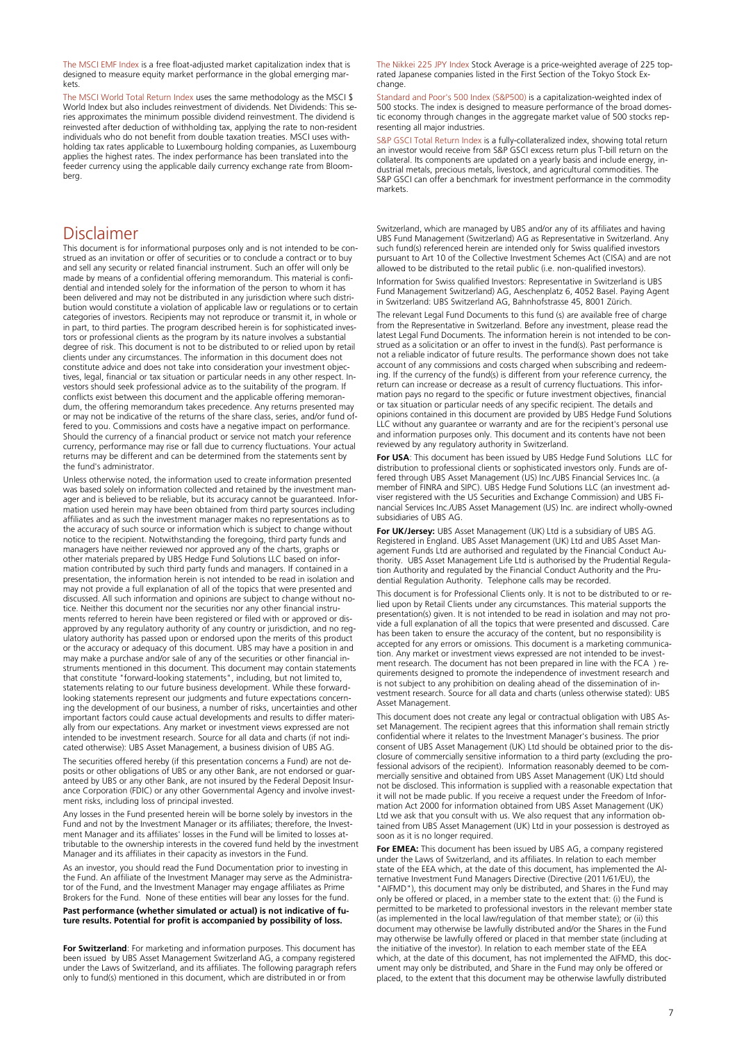The MSCI EMF Index is a free float-adjusted market capitalization index that is designed to measure equity market performance in the global emerging markets.

The MSCI World Total Return Index uses the same methodology as the MSCI $ World Index but also includes reinvestment of dividends. Net Dividends: This series approximates the minimum possible dividend reinvestment. The dividend is reinvested after deduction of withholding tax, applying the rate to non-resident individuals who do not benefit from double taxation treaties. MSCI uses withholding tax rates applicable to Luxembourg holding companies, as Luxembourg applies the highest rates. The index performance has been translated into the feeder currency using the applicable daily currency exchange rate from Bloomberg.

The Nikkei 225 JPY Index Stock Average is a price-weighted average of 225 top-rated Japanese companies listed in the First Section of the Tokyo Stock Exchange.

Standard and Poor's 500 Index (S&P500) is a capitalization-weighted index of 500 stocks. The index is designed to measure performance of the broad domestic economy through changes in the aggregate market value of 500 stocks representing all major industries.

S&P GSCI Total Return Index is a fully-collateralized index, showing total return an investor would receive from S&P GSCI excess return plus T-bill return on the collateral. Its components are updated on a yearly basis and include energy, industrial metals, precious metals, livestock, and agricultural commodities. The S&P GSCI can offer a benchmark for investment performance in the commodity markets.

# Disclaimer

This document is for informational purposes only and is not intended to be construed as an invitation or offer of securities or to conclude a contract or to buy and sell any security or related financial instrument. Such an offer will only be made by means of a confidential offering memorandum. This material is confidential and intended solely for the information of the person to whom it has been delivered and may not be distributed in any jurisdiction where such distribution would constitute a violation of applicable law or regulations or to certain categories of investors. Recipients may not reproduce or transmit it, in whole or in part, to third parties. The program described herein is for sophisticated investors or professional clients as the program by its nature involves a substantial degree of risk. This document is not to be distributed to or relied upon by retail clients under any circumstances. The information in this document does not constitute advice and does not take into consideration your investment objectives, legal, financial or tax situation or particular needs in any other respect. Investors should seek professional advice as to the suitability of the program. If conflicts exist between this document and the applicable offering memorandum, the offering memorandum takes precedence. Any returns presented may or may not be indicative of the returns of the share class, series, and/or fund offered to you. Commissions and costs have a negative impact on performance. Should the currency of a financial product or service not match your reference currency, performance may rise or fall due to currency fluctuations. Your actual returns may be different and can be determined from the statements sent by the fund's administrator.

Unless otherwise noted, the information used to create information presented was based solely on information collected and retained by the investment manager and is believed to be reliable, but its accuracy cannot be guaranteed. Information used herein may have been obtained from third party sources including affiliates and as such the investment manager makes no representations as to the accuracy of such source or information which is subject to change without notice to the recipient. Notwithstanding the foregoing, third party funds and managers have neither reviewed nor approved any of the charts, graphs or other materials prepared by UBS Hedge Fund Solutions LLC based on information contributed by such third party funds and managers. If contained in a presentation, the information herein is not intended to be read in isolation and may not provide a full explanation of all of the topics that were presented and discussed. All such information and opinions are subject to change without notice. Neither this document nor the securities nor any other financial instruments referred to herein have been registered or filed with or approved or disapproved by any regulatory authority of any country or jurisdiction, and no regulatory authority has passed upon or endorsed upon the merits of this product or the accuracy or adequacy of this document. UBS may have a position in and may make a purchase and/or sale of any of the securities or other financial instruments mentioned in this document. This document may contain statements that constitute "forward-looking statements", including, but not limited to, statements relating to our future business development. While these forward-looking statements represent our judgments and future expectations concerning the development of our business, a number of risks, uncertainties and other important factors could cause actual developments and results to differ materially from our expectations. Any market or investment views expressed are not intended to be investment research. Source for all data and charts (if not indicated otherwise): UBS Asset Management, a business division of UBS AG.

The securities offered hereby (if this presentation concerns a Fund) are not deposits or other obligations of UBS or any other Bank, are not endorsed or guaranteed by UBS or any other Bank, are not insured by the Federal Deposit Insurance Corporation (FDIC) or any other Governmental Agency and involve investment risks, including loss of principal invested.

Any losses in the Fund presented herein will be borne solely by investors in the Fund and not by the Investment Manager or its affiliates; therefore, the Investment Manager and its affiliates' losses in the Fund will be limited to losses attributable to the ownership interests in the covered fund held by the investment Manager and its affiliates in their capacity as investors in the Fund.

As an investor, you should read the Fund Documentation prior to investing in the Fund. An affiliate of the Investment Manager may serve as the Administrator of the Fund, and the Investment Manager may engage affiliates as Prime Brokers for the Fund. None of these entities will bear any losses for the fund.

**Past performance (whether simulated or actual) is not indicative of future results. Potential for profit is accompanied by possibility of loss.**

**For Switzerland**: For marketing and information purposes. This document has been issued by UBS Asset Management Switzerland AG, a company registered under the Laws of Switzerland, and its affiliates. The following paragraph refers only to fund(s) mentioned in this document, which are distributed in or from Switzerland, which are managed by UBS and/or any of its affiliates and having UBS Fund Management (Switzerland) AG as Representative in Switzerland. Any such fund(s) referenced herein are intended only for Swiss qualified investors pursuant to Art 10 of the Collective Investment Schemes Act (CISA) and are not allowed to be distributed to the retail public (i.e. non-qualified investors).

Information for Swiss qualified Investors: Representative in Switzerland is UBS Fund Management Switzerland) AG, Aeschenplatz 6, 4052 Basel. Paying Agent in Switzerland: UBS Switzerland AG, Bahnhofstrasse 45, 8001 Zürich.

The relevant Legal Fund Documents to this fund (s) are available free of charge from the Representative in Switzerland. Before any investment, please read the latest Legal Fund Documents. The information herein is not intended to be construed as a solicitation or an offer to invest in the fund(s). Past performance is not a reliable indicator of future results. The performance shown does not take account of any commissions and costs charged when subscribing and redeeming. If the currency of the fund(s) is different from your reference currency, the return can increase or decrease as a result of currency fluctuations. This information pays no regard to the specific or future investment objectives, financial or tax situation or particular needs of any specific recipient. The details and opinions contained in this document are provided by UBS Hedge Fund Solutions LLC without any guarantee or warranty and are for the recipient's personal use and information purposes only. This document and its contents have not been reviewed by any regulatory authority in Switzerland.

**For USA**: This document has been issued by UBS Hedge Fund Solutions LLC for distribution to professional clients or sophisticated investors only. Funds are offered through UBS Asset Management (US) Inc./UBS Financial Services Inc. (a member of FINRA and SIPC). UBS Hedge Fund Solutions LLC (an investment adviser registered with the US Securities and Exchange Commission) and UBS Financial Services Inc./UBS Asset Management (US) Inc. are indirect wholly-owned subsidiaries of UBS AG.

**For UK/Jersey:** UBS Asset Management (UK) Ltd is a subsidiary of UBS AG. Registered in England. UBS Asset Management (UK) Ltd and UBS Asset Management Funds Ltd are authorised and regulated by the Financial Conduct Authority. UBS Asset Management Life Ltd is authorised by the Prudential Regulation Authority and regulated by the Financial Conduct Authority and the Prudential Regulation Authority. Telephone calls may be recorded.

This document is for Professional Clients only. It is not to be distributed to or relied upon by Retail Clients under any circumstances. This material supports the presentation(s) given. It is not intended to be read in isolation and may not provide a full explanation of all the topics that were presented and discussed. Care has been taken to ensure the accuracy of the content, but no responsibility is accepted for any errors or omissions. This document is a marketing communication. Any market or investment views expressed are not intended to be investment research. The document has not been prepared in line with the FCA ) requirements designed to promote the independence of investment research and is not subject to any prohibition on dealing ahead of the dissemination of investment research. Source for all data and charts (unless otherwise stated): UBS Asset Management.

This document does not create any legal or contractual obligation with UBS Asset Management. The recipient agrees that this information shall remain strictly confidential where it relates to the Investment Manager's business. The prior consent of UBS Asset Management (UK) Ltd should be obtained prior to the disclosure of commercially sensitive information to a third party (excluding the professional advisors of the recipient). Information reasonably deemed to be commercially sensitive and obtained from UBS Asset Management (UK) Ltd should not be disclosed. This information is supplied with a reasonable expectation that it will not be made public. If you receive a request under the Freedom of Information Act 2000 for information obtained from UBS Asset Management (UK) Ltd we ask that you consult with us. We also request that any information obtained from UBS Asset Management (UK) Ltd in your possession is destroyed as soon as it is no longer required.

**For EMEA:** This document has been issued by UBS AG, a company registered under the Laws of Switzerland, and its affiliates. In relation to each member state of the EEA which, at the date of this document, has implemented the Alternative Investment Fund Managers Directive (Directive (2011/61/EU), the "AIFMD"), this document may only be distributed, and Shares in the Fund may only be offered or placed, in a member state to the extent that: (i) the Fund is permitted to be marketed to professional investors in the relevant member state (as implemented in the local law/regulation of that member state); or (ii) this document may otherwise be lawfully distributed and/or the Shares in the Fund may otherwise be lawfully offered or placed in that member state (including at the initiative of the investor). In relation to each member state of the EEA which, at the date of this document, has not implemented the AIFMD, this document may only be distributed, and Share in the Fund may only be offered or placed, to the extent that this document may be otherwise lawfully distributed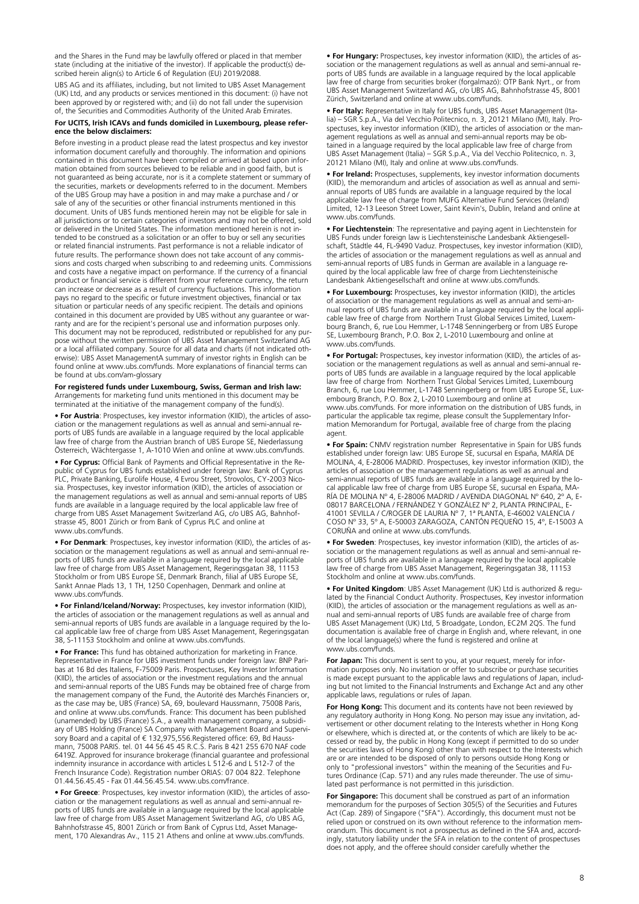and the Shares in the Fund may be lawfully offered or placed in that member state (including at the initiative of the investor). If applicable the product(s) described herein align(s) to Article 6 of Regulation (EU) 2019/2088.

UBS AG and its affiliates, including, but not limited to UBS Asset Management (UK) Ltd, and any products or services mentioned in this document: (i) have not been approved by or registered with; and (ii) do not fall under the supervision of, the Securities and Commodities Authority of the United Arab Emirates.

**For UCITS, Irish ICAVs and funds domiciled in Luxembourg, please reference the below disclaimers:**

Before investing in a product please read the latest prospectus and key investor information document carefully and thoroughly. The information and opinions contained in this document have been compiled or arrived at based upon information obtained from sources believed to be reliable and in good faith, but is not guaranteed as being accurate, nor is it a complete statement or summary of the securities, markets or developments referred to in the document. Members of the UBS Group may have a position in and may make a purchase and / or sale of any of the securities or other financial instruments mentioned in this document. Units of UBS funds mentioned herein may not be eligible for sale in all jurisdictions or to certain categories of investors and may not be offered, sold or delivered in the United States. The information mentioned herein is not intended to be construed as a solicitation or an offer to buy or sell any securities or related financial instruments. Past performance is not a reliable indicator of future results. The performance shown does not take account of any commissions and costs charged when subscribing to and redeeming units. Commissions and costs have a negative impact on performance. If the currency of a financial product or financial service is different from your reference currency, the return can increase or decrease as a result of currency fluctuations. This information pays no regard to the specific or future investment objectives, financial or tax situation or particular needs of any specific recipient. The details and opinions contained in this document are provided by UBS without any guarantee or warranty and are for the recipient's personal use and information purposes only. This document may not be reproduced, redistributed or republished for any purpose without the written permission of UBS Asset Management Switzerland AG or a local affiliated company. Source for all data and charts (if not indicated otherwise): UBS Asset ManagementA summary of investor rights in English can be found online at www.ubs.com/funds. More explanations of financial terms can be found at ubs.com/am-glossary

**For registered funds under Luxembourg, Swiss, German and Irish law:** Arrangements for marketing fund units mentioned in this document may be terminated at the initiative of the management company of the fund(s).

- **For Austria**: Prospectuses, key investor information (KIID), the articles of association or the management regulations as well as annual and semi-annual reports of UBS funds are available in a language required by the local applicable law free of charge from the Austrian branch of UBS Europe SE, Niederlassung Österreich, Wächtergasse 1, A-1010 Wien and online at www.ubs.com/funds.

- **For Cyprus:** Official Bank of Payments and Official Representative in the Republic of Cyprus for UBS funds established under foreign law: Bank of Cyprus PLC, Private Banking, Eurolife House, 4 Evrou Street, Strovolos, CY-2003 Nicosia. Prospectuses, key investor information (KIID), the articles of association or the management regulations as well as annual and semi-annual reports of UBS funds are available in a language required by the local applicable law free of charge from UBS Asset Management Switzerland AG, c/o UBS AG, Bahnhofstrasse 45, 8001 Zürich or from Bank of Cyprus PLC and online at www.ubs.com/funds.

- **For Denmark**: Prospectuses, key investor information (KIID), the articles of association or the management regulations as well as annual and semi-annual reports of UBS funds are available in a language required by the local applicable law free of charge from UBS Asset Management, Regeringsgatan 38, 11153 Stockholm or from UBS Europe SE, Denmark Branch, filial af UBS Europe SE, Sankt Annae Plads 13, 1 TH, 1250 Copenhagen, Denmark and online at www.ubs.com/funds.

- **For Finland/Iceland/Norway:** Prospectuses, key investor information (KIID), the articles of association or the management regulations as well as annual and semi-annual reports of UBS funds are available in a language required by the local applicable law free of charge from UBS Asset Management, Regeringsgatan 38, S-11153 Stockholm and online at www.ubs.com/funds.

- **For France:** This fund has obtained authorization for marketing in France. Representative in France for UBS investment funds under foreign law: BNP Paribas at 16 Bd des Italiens, F-75009 Paris. Prospectuses, Key Investor Information (KIID), the articles of association or the investment regulations and the annual and semi-annual reports of the UBS Funds may be obtained free of charge from the management company of the Fund, the Autorité des Marchés Financiers or, as the case may be, UBS (France) SA, 69, boulevard Haussmann, 75008 Paris, and online at www.ubs.com/funds. France: This document has been published (unamended) by UBS (France) S.A., a wealth management company, a subsidiary of UBS Holding (France) SA Company with Management Board and Supervisory Board and a capital of € 132,975,556.Registered office: 69, Bd Haussmann, 75008 PARIS. tel. 01 44 56 45 45 R.C.S. Paris B 421 255 670 NAF code 6419Z. Approved for insurance brokerage (financial guarantee and professional indemnity insurance in accordance with articles L 512-6 and L 512-7 of the French Insurance Code). Registration number ORIAS: 07 004 822. Telephone 01.44.56.45.45 - Fax 01.44.56.45.54. www.ubs.com/france.

- **For Greece**: Prospectuses, key investor information (KIID), the articles of association or the management regulations as well as annual and semi-annual reports of UBS funds are available in a language required by the local applicable law free of charge from UBS Asset Management Switzerland AG, c/o UBS AG, Bahnhofstrasse 45, 8001 Zürich or from Bank of Cyprus Ltd, Asset Management, 170 Alexandras Av., 115 21 Athens and online at www.ubs.com/funds.

- **For Hungary:** Prospectuses, key investor information (KIID), the articles of association or the management regulations as well as annual and semi-annual reports of UBS funds are available in a language required by the local applicable law free of charge from securities broker (forgalmazó): OTP Bank Nyrt., or from UBS Asset Management Switzerland AG, c/o UBS AG, Bahnhofstrasse 45, 8001 Zürich, Switzerland and online at www.ubs.com/funds.

- **For Italy:** Representative in Italy for UBS funds, UBS Asset Management (Italia) – SGR S.p.A., Via del Vecchio Politecnico, n. 3, 20121 Milano (MI), Italy. Prospectuses, key investor information (KIID), the articles of association or the management regulations as well as annual and semi-annual reports may be obtained in a language required by the local applicable law free of charge from UBS Asset Management (Italia) – SGR S.p.A., Via del Vecchio Politecnico, n. 3, 20121 Milano (MI), Italy and online at www.ubs.com/funds.

- **For Ireland:** Prospectuses, supplements, key investor information documents (KIID), the memorandum and articles of association as well as annual and semi-annual reports of UBS funds are available in a language required by the local applicable law free of charge from MUFG Alternative Fund Services (Ireland) Limited, 12-13 Leeson Street Lower, Saint Kevin's, Dublin, Ireland and online at www.ubs.com/funds.

- **For Liechtenstein**: The representative and paying agent in Liechtenstein for UBS Funds under foreign law is Liechtensteinische Landesbank Aktiengesellschaft, Städtle 44, FL-9490 Vaduz. Prospectuses, key investor information (KIID), the articles of association or the management regulations as well as annual and semi-annual reports of UBS funds in German are available in a language required by the local applicable law free of charge from Liechtensteinische Landesbank Aktiengesellschaft and online at www.ubs.com/funds.

- **For Luxembourg:** Prospectuses, key investor information (KIID), the articles of association or the management regulations as well as annual and semi-annual reports of UBS funds are available in a language required by the local applicable law free of charge from Northern Trust Global Services Limited, Luxembourg Branch, 6, rue Lou Hemmer, L-1748 Senningerberg or from UBS Europe SE, Luxembourg Branch, P.O. Box 2, L-2010 Luxembourg and online at www.ubs.com/funds.

- **For Portugal:** Prospectuses, key investor information (KIID), the articles of association or the management regulations as well as annual and semi-annual reports of UBS funds are available in a language required by the local applicable law free of charge from Northern Trust Global Services Limited, Luxembourg Branch, 6, rue Lou Hemmer, L-1748 Senningerberg or from UBS Europe SE, Luxembourg Branch, P.O. Box 2, L-2010 Luxembourg and online at www.ubs.com/funds. For more information on the distribution of UBS funds, in particular the applicable tax regime, please consult the Supplementary Information Memorandum for Portugal, available free of charge from the placing agent.

- **For Spain:** CNMV registration number Representative in Spain for UBS funds established under foreign law: UBS Europe SE, sucursal en España, MARÍA DE MOLINA, 4, E-28006 MADRID. Prospectuses, key investor information (KIID), the articles of association or the management regulations as well as annual and semi-annual reports of UBS funds are available in a language required by the local applicable law free of charge from UBS Europe SE, sucursal en España, MARÍA DE MOLINA Nº 4, E-28006 MADRID / AVENIDA DIAGONAL Nº 640, 2º A, E-08017 BARCELONA / FERNÁNDEZ Y GONZÁLEZ Nº 2, PLANTA PRINCIPAL, E-41001 SEVILLA / C/ROGER DE LAURIA Nº 7, 1ª PLANTA, E-46002 VALENCIA / COSO Nº 33, 5º A, E-50003 ZARAGOZA, CANTÓN PEQUEÑO 15, 4º, E-15003 A CORUÑA and online at www.ubs.com/funds.

- **For Sweden**: Prospectuses, key investor information (KIID), the articles of association or the management regulations as well as annual and semi-annual reports of UBS funds are available in a language required by the local applicable law free of charge from UBS Asset Management, Regeringsgatan 38, 11153 Stockholm and online at www.ubs.com/funds.

- **For United Kingdom**: UBS Asset Management (UK) Ltd is authorized & regulated by the Financial Conduct Authority. Prospectuses, Key investor information (KIID), the articles of association or the management regulations as well as annual and semi-annual reports of UBS funds are available free of charge from UBS Asset Management (UK) Ltd, 5 Broadgate, London, EC2M 2QS. The fund documentation is available free of charge in English and, where relevant, in one of the local language(s) where the fund is registered and online at www.ubs.com/funds.

**For Japan:** This document is sent to you, at your request, merely for information purposes only. No invitation or offer to subscribe or purchase securities is made except pursuant to the applicable laws and regulations of Japan, including but not limited to the Financial Instruments and Exchange Act and any other applicable laws, regulations or rules of Japan.

**For Hong Kong:** This document and its contents have not been reviewed by any regulatory authority in Hong Kong. No person may issue any invitation, advertisement or other document relating to the Interests whether in Hong Kong or elsewhere, which is directed at, or the contents of which are likely to be accessed or read by, the public in Hong Kong (except if permitted to do so under the securities laws of Hong Kong) other than with respect to the Interests which are or are intended to be disposed of only to persons outside Hong Kong or only to "professional investors" within the meaning of the Securities and Futures Ordinance (Cap. 571) and any rules made thereunder. The use of simulated past performance is not permitted in this jurisdiction.

**For Singapore:** This document shall be construed as part of an information memorandum for the purposes of Section 305(5) of the Securities and Futures Act (Cap. 289) of Singapore ("SFA"). Accordingly, this document must not be relied upon or construed on its own without reference to the information memorandum. This document is not a prospectus as defined in the SFA and, accordingly, statutory liability under the SFA in relation to the content of prospectuses does not apply, and the offeree should consider carefully whether the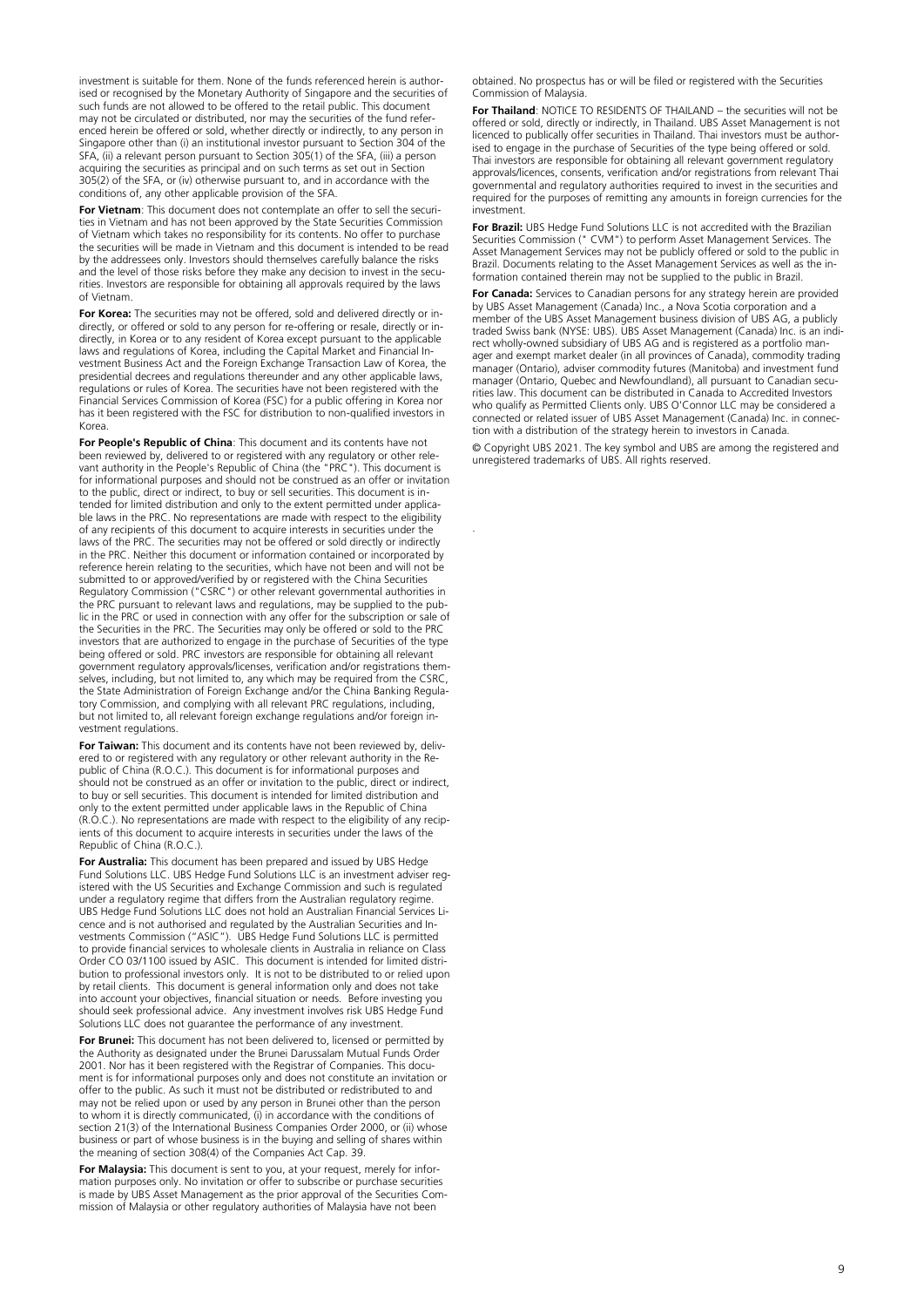investment is suitable for them. None of the funds referenced herein is authorised or recognised by the Monetary Authority of Singapore and the securities of such funds are not allowed to be offered to the retail public. This document may not be circulated or distributed, nor may the securities of the fund referenced herein be offered or sold, whether directly or indirectly, to any person in Singapore other than (i) an institutional investor pursuant to Section 304 of the SFA, (ii) a relevant person pursuant to Section 305(1) of the SFA, (iii) a person acquiring the securities as principal and on such terms as set out in Section 305(2) of the SFA, or (iv) otherwise pursuant to, and in accordance with the conditions of, any other applicable provision of the SFA.

**For Vietnam**: This document does not contemplate an offer to sell the securities in Vietnam and has not been approved by the State Securities Commission of Vietnam which takes no responsibility for its contents. No offer to purchase the securities will be made in Vietnam and this document is intended to be read by the addressees only. Investors should themselves carefully balance the risks and the level of those risks before they make any decision to invest in the securities. Investors are responsible for obtaining all approvals required by the laws of Vietnam.

**For Korea:** The securities may not be offered, sold and delivered directly or indirectly, or offered or sold to any person for re-offering or resale, directly or indirectly, in Korea or to any resident of Korea except pursuant to the applicable laws and regulations of Korea, including the Capital Market and Financial Investment Business Act and the Foreign Exchange Transaction Law of Korea, the presidential decrees and regulations thereunder and any other applicable laws, regulations or rules of Korea. The securities have not been registered with the Financial Services Commission of Korea (FSC) for a public offering in Korea nor has it been registered with the FSC for distribution to non-qualified investors in Korea.

**For People's Republic of China**: This document and its contents have not been reviewed by, delivered to or registered with any regulatory or other relevant authority in the People's Republic of China (the "PRC"). This document is for informational purposes and should not be construed as an offer or invitation to the public, direct or indirect, to buy or sell securities. This document is intended for limited distribution and only to the extent permitted under applicable laws in the PRC. No representations are made with respect to the eligibility of any recipients of this document to acquire interests in securities under the laws of the PRC. The securities may not be offered or sold directly or indirectly in the PRC. Neither this document or information contained or incorporated by reference herein relating to the securities, which have not been and will not be submitted to or approved/verified by or registered with the China Securities Regulatory Commission ("CSRC") or other relevant governmental authorities in the PRC pursuant to relevant laws and regulations, may be supplied to the public in the PRC or used in connection with any offer for the subscription or sale of the Securities in the PRC. The Securities may only be offered or sold to the PRC investors that are authorized to engage in the purchase of Securities of the type being offered or sold. PRC investors are responsible for obtaining all relevant government regulatory approvals/licenses, verification and/or registrations themselves, including, but not limited to, any which may be required from the CSRC, the State Administration of Foreign Exchange and/or the China Banking Regulatory Commission, and complying with all relevant PRC regulations, including, but not limited to, all relevant foreign exchange regulations and/or foreign investment regulations.

**For Taiwan:** This document and its contents have not been reviewed by, delivered to or registered with any regulatory or other relevant authority in the Republic of China (R.O.C.). This document is for informational purposes and should not be construed as an offer or invitation to the public, direct or indirect, to buy or sell securities. This document is intended for limited distribution and only to the extent permitted under applicable laws in the Republic of China (R.O.C.). No representations are made with respect to the eligibility of any recipients of this document to acquire interests in securities under the laws of the Republic of China (R.O.C.).

**For Australia:** This document has been prepared and issued by UBS Hedge Fund Solutions LLC. UBS Hedge Fund Solutions LLC is an investment adviser registered with the US Securities and Exchange Commission and such is regulated under a regulatory regime that differs from the Australian regulatory regime. UBS Hedge Fund Solutions LLC does not hold an Australian Financial Services Licence and is not authorised and regulated by the Australian Securities and Investments Commission ("ASIC"). UBS Hedge Fund Solutions LLC is permitted to provide financial services to wholesale clients in Australia in reliance on Class Order CO 03/1100 issued by ASIC. This document is intended for limited distribution to professional investors only. It is not to be distributed to or relied upon by retail clients. This document is general information only and does not take into account your objectives, financial situation or needs. Before investing you should seek professional advice. Any investment involves risk UBS Hedge Fund Solutions LLC does not guarantee the performance of any investment.

**For Brunei:** This document has not been delivered to, licensed or permitted by the Authority as designated under the Brunei Darussalam Mutual Funds Order 2001. Nor has it been registered with the Registrar of Companies. This document is for informational purposes only and does not constitute an invitation or offer to the public. As such it must not be distributed or redistributed to and may not be relied upon or used by any person in Brunei other than the person to whom it is directly communicated, (i) in accordance with the conditions of section 21(3) of the International Business Companies Order 2000, or (ii) whose business or part of whose business is in the buying and selling of shares within the meaning of section 308(4) of the Companies Act Cap. 39.

**For Malaysia:** This document is sent to you, at your request, merely for information purposes only. No invitation or offer to subscribe or purchase securities is made by UBS Asset Management as the prior approval of the Securities Commission of Malaysia or other regulatory authorities of Malaysia have not been obtained. No prospectus has or will be filed or registered with the Securities Commission of Malaysia.

**For Thailand**: NOTICE TO RESIDENTS OF THAILAND – the securities will not be offered or sold, directly or indirectly, in Thailand. UBS Asset Management is not licenced to publically offer securities in Thailand. Thai investors must be authorised to engage in the purchase of Securities of the type being offered or sold. Thai investors are responsible for obtaining all relevant government regulatory approvals/licences, consents, verification and/or registrations from relevant Thai governmental and regulatory authorities required to invest in the securities and required for the purposes of remitting any amounts in foreign currencies for the investment.

**For Brazil:** UBS Hedge Fund Solutions LLC is not accredited with the Brazilian Securities Commission (" CVM") to perform Asset Management Services. The Asset Management Services may not be publicly offered or sold to the public in Brazil. Documents relating to the Asset Management Services as well as the information contained therein may not be supplied to the public in Brazil.

**For Canada:** Services to Canadian persons for any strategy herein are provided by UBS Asset Management (Canada) Inc., a Nova Scotia corporation and a member of the UBS Asset Management business division of UBS AG, a publicly traded Swiss bank (NYSE: UBS). UBS Asset Management (Canada) Inc. is an indirect wholly-owned subsidiary of UBS AG and is registered as a portfolio manager and exempt market dealer (in all provinces of Canada), commodity trading manager (Ontario), adviser commodity futures (Manitoba) and investment fund manager (Ontario, Quebec and Newfoundland), all pursuant to Canadian securities law. This document can be distributed in Canada to Accredited Investors who qualify as Permitted Clients only. UBS O'Connor LLC may be considered a connected or related issuer of UBS Asset Management (Canada) Inc. in connection with a distribution of the strategy herein to investors in Canada.

© Copyright UBS 2021. The key symbol and UBS are among the registered and unregistered trademarks of UBS. All rights reserved.